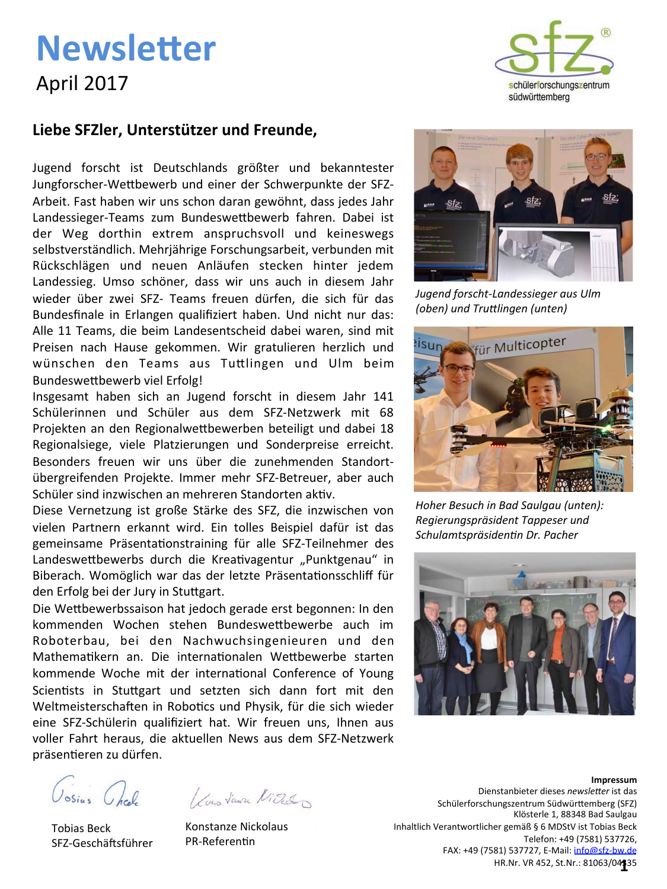# Newsletter

April 2017

## Liebe SFZler, Unterstützer und Freunde,

Jugend forscht ist Deutschlands größter und bekanntester Jungforscher-Wettbewerb und einer der Schwerpunkte der SFZ-Arbeit. Fast haben wir uns schon daran gewöhnt, dass jedes Jahr Landessieger-Teams zum Bundeswettbewerb fahren. Dabei ist der Weg dorthin extrem anspruchsvoll und keineswegs selbstverständlich. Mehrjährige Forschungsarbeit, verbunden mit Rückschlägen und neuen Anläufen stecken hinter jedem Landessieg. Umso schöner, dass wir uns auch in diesem Jahr wieder über zwei SFZ- Teams freuen dürfen, die sich für das Bundesfinale in Erlangen qualifiziert haben. Und nicht nur das: Alle 11 Teams, die beim Landesentscheid dabei waren, sind mit Preisen nach Hause gekommen. Wir gratulieren herzlich und wünschen den Teams aus Tuttlingen und Ulm beim Bundeswettbewerb viel Erfolg!

Insgesamt haben sich an Jugend forscht in diesem Jahr 141 Schülerinnen und Schüler aus dem SFZ-Netzwerk mit 68 Projekten an den Regionalwettbewerben beteiligt und dabei 18 Regionalsiege, viele Platzierungen und Sonderpreise erreicht. Besonders freuen wir uns über die zunehmenden Standort-übergreifenden Projekte. Immer mehr SFZ-Betreuer, aber auch Schüler sind inzwischen an mehreren Standorten aktiv.

Diese Vernetzung ist große Stärke des SFZ, die inzwischen von vielen Partnern erkannt wird. Ein tolles Beispiel dafür ist das gemeinsame Präsentationstraining für alle SFZ-Teilnehmer des Landeswettbewerbs durch die Kreativagentur „Punktgenau" in Biberach. Womöglich war das der letzte Präsentationsschliff für den Erfolg bei der Jury in Stuttgart.

Die Wettbewerbssaison hat jedoch gerade erst begonnen: In den kommenden Wochen stehen Bundeswettbewerbe auch im Roboterbau, bei den Nachwuchsingenieuren und den Mathematikern an. Die internationalen Wettbewerbe starten kommende Woche mit der international Conference of Young Scientists in Stuttgart und setzten sich dann fort mit den Weltmeisterschaften in Robotics und Physik, für die sich wieder eine SFZ-Schülerin qualifiziert hat. Wir freuen uns, Ihnen aus voller Fahrt heraus, die aktuellen News aus dem SFZ-Netzwerk präsentieren zu dürfen.

*Jugend forscht-Landessieger aus Ulm (oben) und Truttlingen (unten)*

*Hoher Besuch in Bad Saulgau (unten): Regierungspräsident Tappeser und Schulamtspräsidentin Dr. Pacher*

Tobias Beck
SFZ-Geschäftsführer

Konstanze Nickolaus
PR-Referentin

**Impressum**
Dienstanbieter dieses *newsletter* ist das Schülerforschungszentrum Südwürttemberg (SFZ)
Klösterle 1, 88348 Bad Saulgau
Inhaltlich Verantwortlicher gemäß § 6 MDStV ist Tobias Beck
Telefon: +49 (7581) 537726,
FAX: +49 (7581) 537727, E-Mail: info@sfz-bw.de
HR.Nr. VR 452, St.Nr.: 81063/04135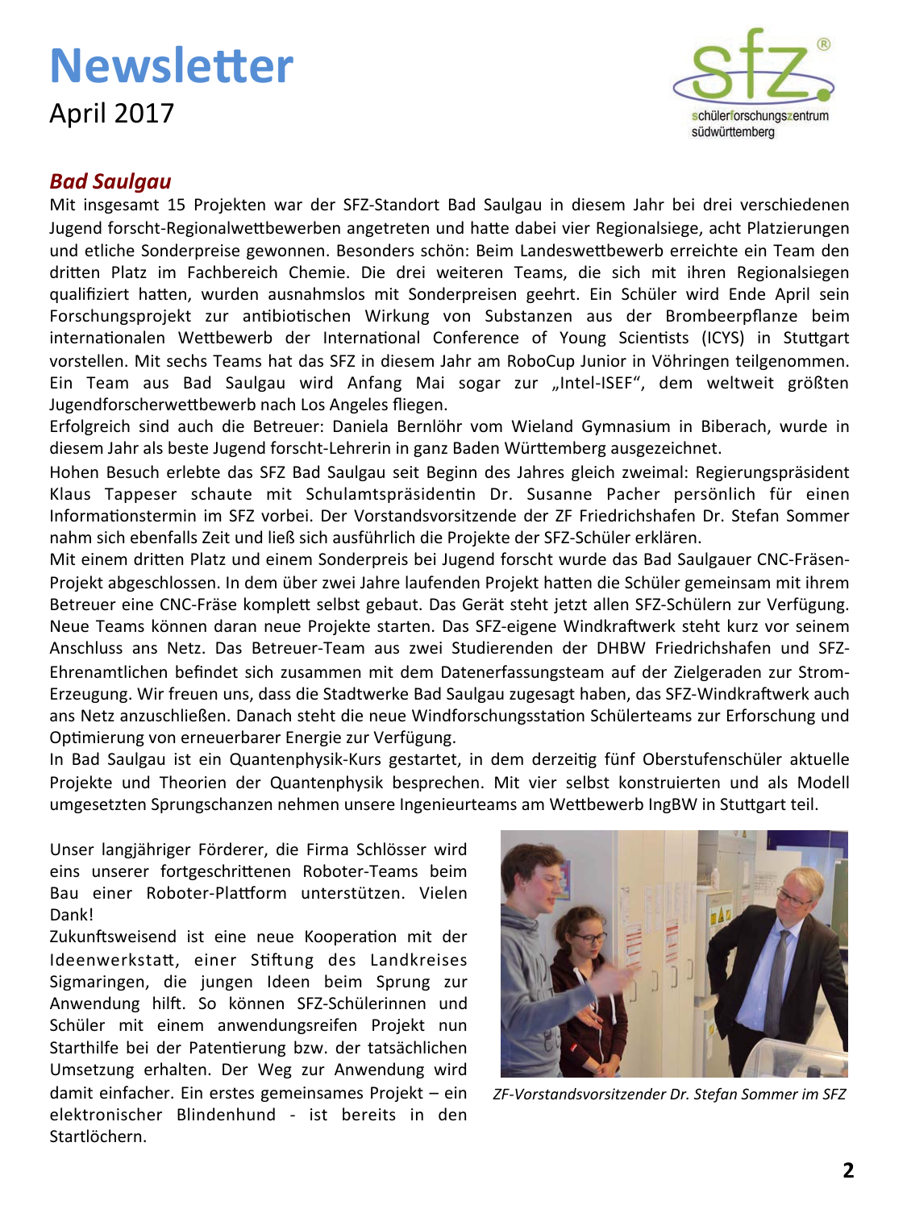# Newsletter

April 2017

## *Bad Saulgau*

Mit insgesamt 15 Projekten war der SFZ-Standort Bad Saulgau in diesem Jahr bei drei verschiedenen Jugend forscht-Regionalwettbewerben angetreten und hatte dabei vier Regionalsiege, acht Platzierungen und etliche Sonderpreise gewonnen. Besonders schön: Beim Landeswettbewerb erreichte ein Team den dritten Platz im Fachbereich Chemie. Die drei weiteren Teams, die sich mit ihren Regionalsiegen qualifiziert hatten, wurden ausnahmslos mit Sonderpreisen geehrt. Ein Schüler wird Ende April sein Forschungsprojekt zur antibiotischen Wirkung von Substanzen aus der Brombeerpflanze beim internationalen Wettbewerb der International Conference of Young Scientists (ICYS) in Stuttgart vorstellen. Mit sechs Teams hat das SFZ in diesem Jahr am RoboCup Junior in Vöhringen teilgenommen. Ein Team aus Bad Saulgau wird Anfang Mai sogar zur „Intel-ISEF", dem weltweit größten Jugendforscherwettbewerb nach Los Angeles fliegen.

Erfolgreich sind auch die Betreuer: Daniela Bernlöhr vom Wieland Gymnasium in Biberach, wurde in diesem Jahr als beste Jugend forscht-Lehrerin in ganz Baden Württemberg ausgezeichnet.

Hohen Besuch erlebte das SFZ Bad Saulgau seit Beginn des Jahres gleich zweimal: Regierungspräsident Klaus Tappeser schaute mit Schulamtspräsidentin Dr. Susanne Pacher persönlich für einen Informationstermin im SFZ vorbei. Der Vorstandsvorsitzende der ZF Friedrichshafen Dr. Stefan Sommer nahm sich ebenfalls Zeit und ließ sich ausführlich die Projekte der SFZ-Schüler erklären.

Mit einem dritten Platz und einem Sonderpreis bei Jugend forscht wurde das Bad Saulgauer CNC-Fräsen-Projekt abgeschlossen. In dem über zwei Jahre laufenden Projekt hatten die Schüler gemeinsam mit ihrem Betreuer eine CNC-Fräse komplett selbst gebaut. Das Gerät steht jetzt allen SFZ-Schülern zur Verfügung. Neue Teams können daran neue Projekte starten. Das SFZ-eigene Windkraftwerk steht kurz vor seinem Anschluss ans Netz. Das Betreuer-Team aus zwei Studierenden der DHBW Friedrichshafen und SFZ-Ehrenamtlichen befindet sich zusammen mit dem Datenerfassungsteam auf der Zielgeraden zur Strom-Erzeugung. Wir freuen uns, dass die Stadtwerke Bad Saulgau zugesagt haben, das SFZ-Windkraftwerk auch ans Netz anzuschließen. Danach steht die neue Windforschungsstation Schülerteams zur Erforschung und Optimierung von erneuerbarer Energie zur Verfügung.

In Bad Saulgau ist ein Quantenphysik-Kurs gestartet, in dem derzeitig fünf Oberstufenschüler aktuelle Projekte und Theorien der Quantenphysik besprechen. Mit vier selbst konstruierten und als Modell umgesetzten Sprungschanzen nehmen unsere Ingenieurteams am Wettbewerb IngBW in Stuttgart teil.

Unser langjähriger Förderer, die Firma Schlösser wird eins unserer fortgeschrittenen Roboter-Teams beim Bau einer Roboter-Plattform unterstützen. Vielen Dank!

Zukunftsweisend ist eine neue Kooperation mit der Ideenwerkstatt, einer Stiftung des Landkreises Sigmaringen, die jungen Ideen beim Sprung zur Anwendung hilft. So können SFZ-Schülerinnen und Schüler mit einem anwendungsreifen Projekt nun Starthilfe bei der Patentierung bzw. der tatsächlichen Umsetzung erhalten. Der Weg zur Anwendung wird damit einfacher. Ein erstes gemeinsames Projekt – ein elektronischer Blindenhund - ist bereits in den Startlöchern.

*ZF-Vorstandsvorsitzender Dr. Stefan Sommer im SFZ*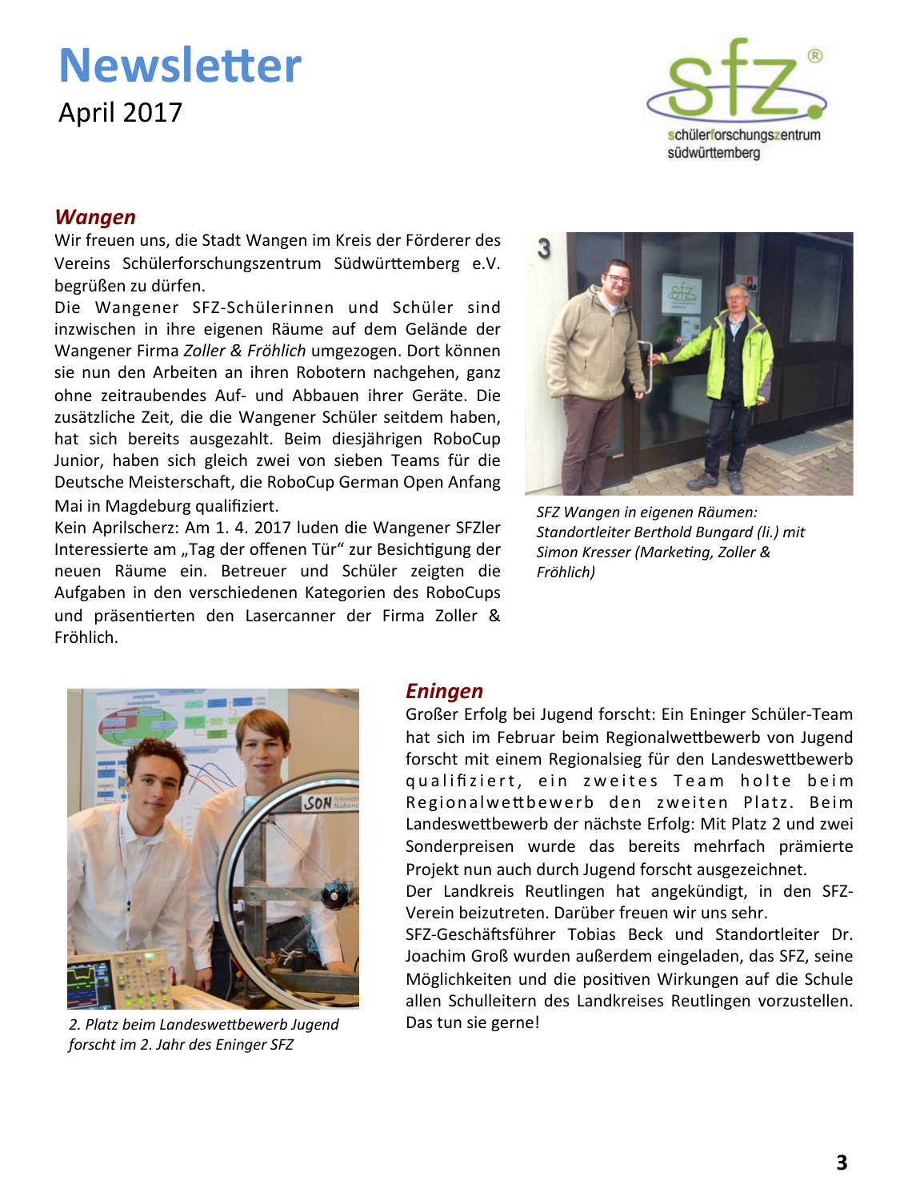# Newsletter

April 2017

schülerforschungszentrum südwürttemberg

## *Wangen*

Wir freuen uns, die Stadt Wangen im Kreis der Förderer des Vereins Schülerforschungszentrum Südwürttemberg e.V. begrüßen zu dürfen.

Die Wangener SFZ-Schülerinnen und Schüler sind inzwischen in ihre eigenen Räume auf dem Gelände der Wangener Firma *Zoller & Fröhlich* umgezogen. Dort können sie nun den Arbeiten an ihren Robotern nachgehen, ganz ohne zeitraubendes Auf- und Abbauen ihrer Geräte. Die zusätzliche Zeit, die die Wangener Schüler seitdem haben, hat sich bereits ausgezahlt. Beim diesjährigen RoboCup Junior, haben sich gleich zwei von sieben Teams für die Deutsche Meisterschaft, die RoboCup German Open Anfang Mai in Magdeburg qualifiziert.

Kein Aprilscherz: Am 1. 4. 2017 luden die Wangener SFZler Interessierte am „Tag der offenen Tür" zur Besichtigung der neuen Räume ein. Betreuer und Schüler zeigten die Aufgaben in den verschiedenen Kategorien des RoboCups und präsentierten den Lasercanner der Firma Zoller & Fröhlich.

*SFZ Wangen in eigenen Räumen: Standortleiter Berthold Bungard (li.) mit Simon Kresser (Marketing, Zoller & Fröhlich)*

## *Eningen*

Großer Erfolg bei Jugend forscht: Ein Eninger Schüler-Team hat sich im Februar beim Regionalwettbewerb von Jugend forscht mit einem Regionalsieg für den Landeswettbewerb qualifiziert, ein zweites Team holte beim Regionalwettbewerb den zweiten Platz. Beim Landeswettbewerb der nächste Erfolg: Mit Platz 2 und zwei Sonderpreisen wurde das bereits mehrfach prämierte Projekt nun auch durch Jugend forscht ausgezeichnet.

Der Landkreis Reutlingen hat angekündigt, in den SFZ-Verein beizutreten. Darüber freuen wir uns sehr.

SFZ-Geschäftsführer Tobias Beck und Standortleiter Dr. Joachim Groß wurden außerdem eingeladen, das SFZ, seine Möglichkeiten und die positiven Wirkungen auf die Schule allen Schulleitern des Landkreises Reutlingen vorzustellen. Das tun sie gerne!

*2. Platz beim Landeswettbewerb Jugend forscht im 2. Jahr des Eninger SFZ*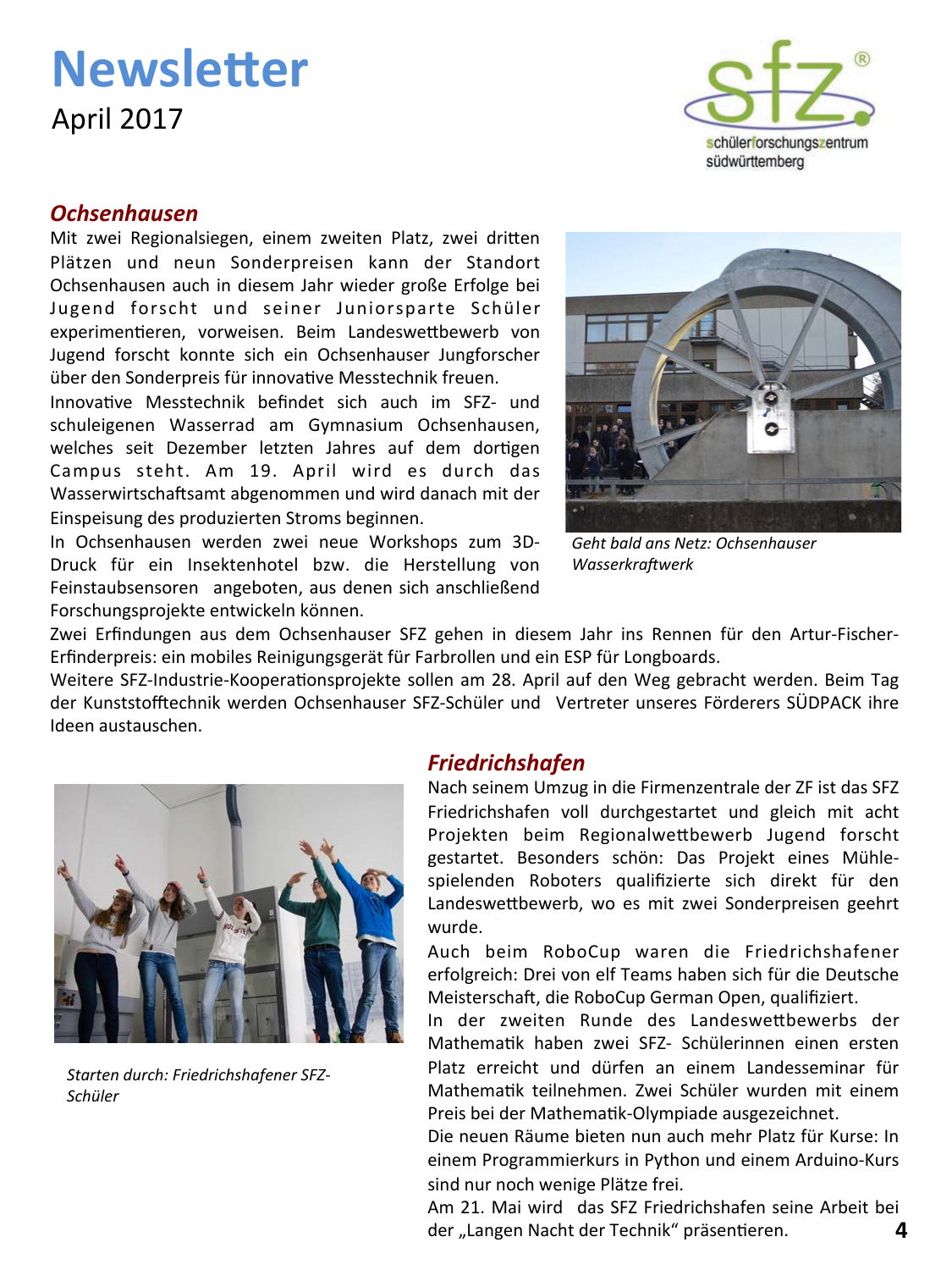# Newsletter

April 2017

## *Ochsenhausen*

Mit zwei Regionalsiegen, einem zweiten Platz, zwei dritten Plätzen und neun Sonderpreisen kann der Standort Ochsenhausen auch in diesem Jahr wieder große Erfolge bei Jugend forscht und seiner Juniorsparte Schüler experimentieren, vorweisen. Beim Landeswettbewerb von Jugend forscht konnte sich ein Ochsenhauser Jungforscher über den Sonderpreis für innovative Messtechnik freuen.

Innovative Messtechnik befindet sich auch im SFZ- und schuleigenen Wasserrad am Gymnasium Ochsenhausen, welches seit Dezember letzten Jahres auf dem dortigen Campus steht. Am 19. April wird es durch das Wasserwirtschaftsamt abgenommen und wird danach mit der Einspeisung des produzierten Stroms beginnen.

In Ochsenhausen werden zwei neue Workshops zum 3D-Druck für ein Insektenhotel bzw. die Herstellung von Feinstaubsensoren angeboten, aus denen sich anschließend Forschungsprojekte entwickeln können.

*Geht bald ans Netz: Ochsenhauser Wasserkraftwerk*

Zwei Erfindungen aus dem Ochsenhauser SFZ gehen in diesem Jahr ins Rennen für den Artur-Fischer-Erfinderpreis: ein mobiles Reinigungsgerät für Farbrollen und ein ESP für Longboards.

Weitere SFZ-Industrie-Kooperationsprojekte sollen am 28. April auf den Weg gebracht werden. Beim Tag der Kunststofftechnik werden Ochsenhauser SFZ-Schüler und Vertreter unseres Förderers SÜDPACK ihre Ideen austauschen.

## *Friedrichshafen*

Nach seinem Umzug in die Firmenzentrale der ZF ist das SFZ Friedrichshafen voll durchgestartet und gleich mit acht Projekten beim Regionalwettbewerb Jugend forscht gestartet. Besonders schön: Das Projekt eines Mühle-spielenden Roboters qualifizierte sich direkt für den Landeswettbewerb, wo es mit zwei Sonderpreisen geehrt wurde.

Auch beim RoboCup waren die Friedrichshafener erfolgreich: Drei von elf Teams haben sich für die Deutsche Meisterschaft, die RoboCup German Open, qualifiziert.

In der zweiten Runde des Landeswettbewerbs der Mathematik haben zwei SFZ- Schülerinnen einen ersten Platz erreicht und dürfen an einem Landesseminar für Mathematik teilnehmen. Zwei Schüler wurden mit einem Preis bei der Mathematik-Olympiade ausgezeichnet.

Die neuen Räume bieten nun auch mehr Platz für Kurse: In einem Programmierkurs in Python und einem Arduino-Kurs sind nur noch wenige Plätze frei.

Am 21. Mai wird das SFZ Friedrichshafen seine Arbeit bei der „Langen Nacht der Technik" präsentieren.

*Starten durch: Friedrichshafener SFZ-Schüler*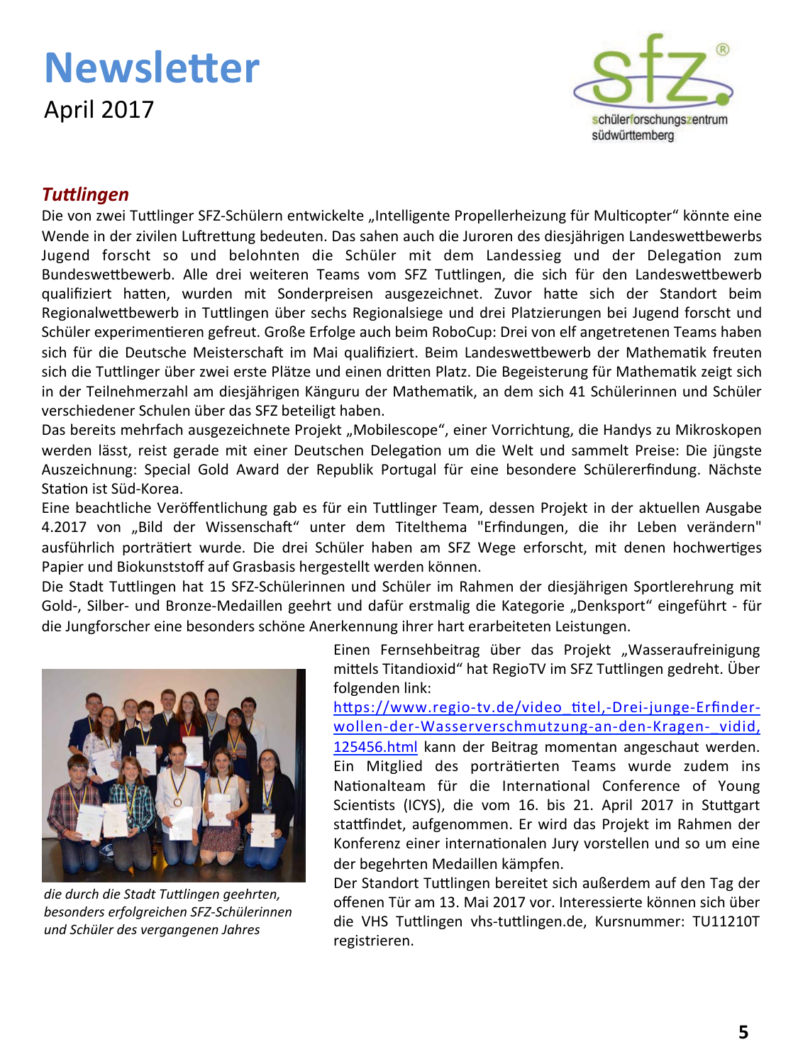# Newsletter

April 2017

## *Tuttlingen*

Die von zwei Tuttlinger SFZ-Schülern entwickelte „Intelligente Propellerheizung für Multicopter" könnte eine Wende in der zivilen Luftrettung bedeuten. Das sahen auch die Juroren des diesjährigen Landeswettbewerbs Jugend forscht so und belohnten die Schüler mit dem Landessieg und der Delegation zum Bundeswettbewerb. Alle drei weiteren Teams vom SFZ Tuttlingen, die sich für den Landeswettbewerb qualifiziert hatten, wurden mit Sonderpreisen ausgezeichnet. Zuvor hatte sich der Standort beim Regionalwettbewerb in Tuttlingen über sechs Regionalsiege und drei Platzierungen bei Jugend forscht und Schüler experimentieren gefreut. Große Erfolge auch beim RoboCup: Drei von elf angetretenen Teams haben sich für die Deutsche Meisterschaft im Mai qualifiziert. Beim Landeswettbewerb der Mathematik freuten sich die Tuttlinger über zwei erste Plätze und einen dritten Platz. Die Begeisterung für Mathematik zeigt sich in der Teilnehmerzahl am diesjährigen Känguru der Mathematik, an dem sich 41 Schülerinnen und Schüler verschiedener Schulen über das SFZ beteiligt haben.

Das bereits mehrfach ausgezeichnete Projekt „Mobilescope", einer Vorrichtung, die Handys zu Mikroskopen werden lässt, reist gerade mit einer Deutschen Delegation um die Welt und sammelt Preise: Die jüngste Auszeichnung: Special Gold Award der Republik Portugal für eine besondere Schülererfindung. Nächste Station ist Süd-Korea.

Eine beachtliche Veröffentlichung gab es für ein Tuttlinger Team, dessen Projekt in der aktuellen Ausgabe 4.2017 von „Bild der Wissenschaft" unter dem Titelthema "Erfindungen, die ihr Leben verändern" ausführlich porträtiert wurde. Die drei Schüler haben am SFZ Wege erforscht, mit denen hochwertiges Papier und Biokunststoff auf Grasbasis hergestellt werden können.

Die Stadt Tuttlingen hat 15 SFZ-Schülerinnen und Schüler im Rahmen der diesjährigen Sportlerehrung mit Gold-, Silber- und Bronze-Medaillen geehrt und dafür erstmalig die Kategorie „Denksport" eingeführt - für die Jungforscher eine besonders schöne Anerkennung ihrer hart erarbeiteten Leistungen.

*die durch die Stadt Tuttlingen geehrten, besonders erfolgreichen SFZ-Schülerinnen und Schüler des vergangenen Jahres*

Einen Fernsehbeitrag über das Projekt „Wasseraufreinigung mittels Titandioxid" hat RegioTV im SFZ Tuttlingen gedreht. Über folgenden link: https://www.regio-tv.de/video_titel,-Drei-junge-Erfinder-wollen-der-Wasserverschmutzung-an-den-Kragen-_vidid,125456.html kann der Beitrag momentan angeschaut werden. Ein Mitglied des porträtierten Teams wurde zudem ins Nationalteam für die International Conference of Young Scientists (ICYS), die vom 16. bis 21. April 2017 in Stuttgart stattfindet, aufgenommen. Er wird das Projekt im Rahmen der Konferenz einer internationalen Jury vorstellen und so um eine der begehrten Medaillen kämpfen.

Der Standort Tuttlingen bereitet sich außerdem auf den Tag der offenen Tür am 13. Mai 2017 vor. Interessierte können sich über die VHS Tuttlingen vhs-tuttlingen.de, Kursnummer: TU11210T registrieren.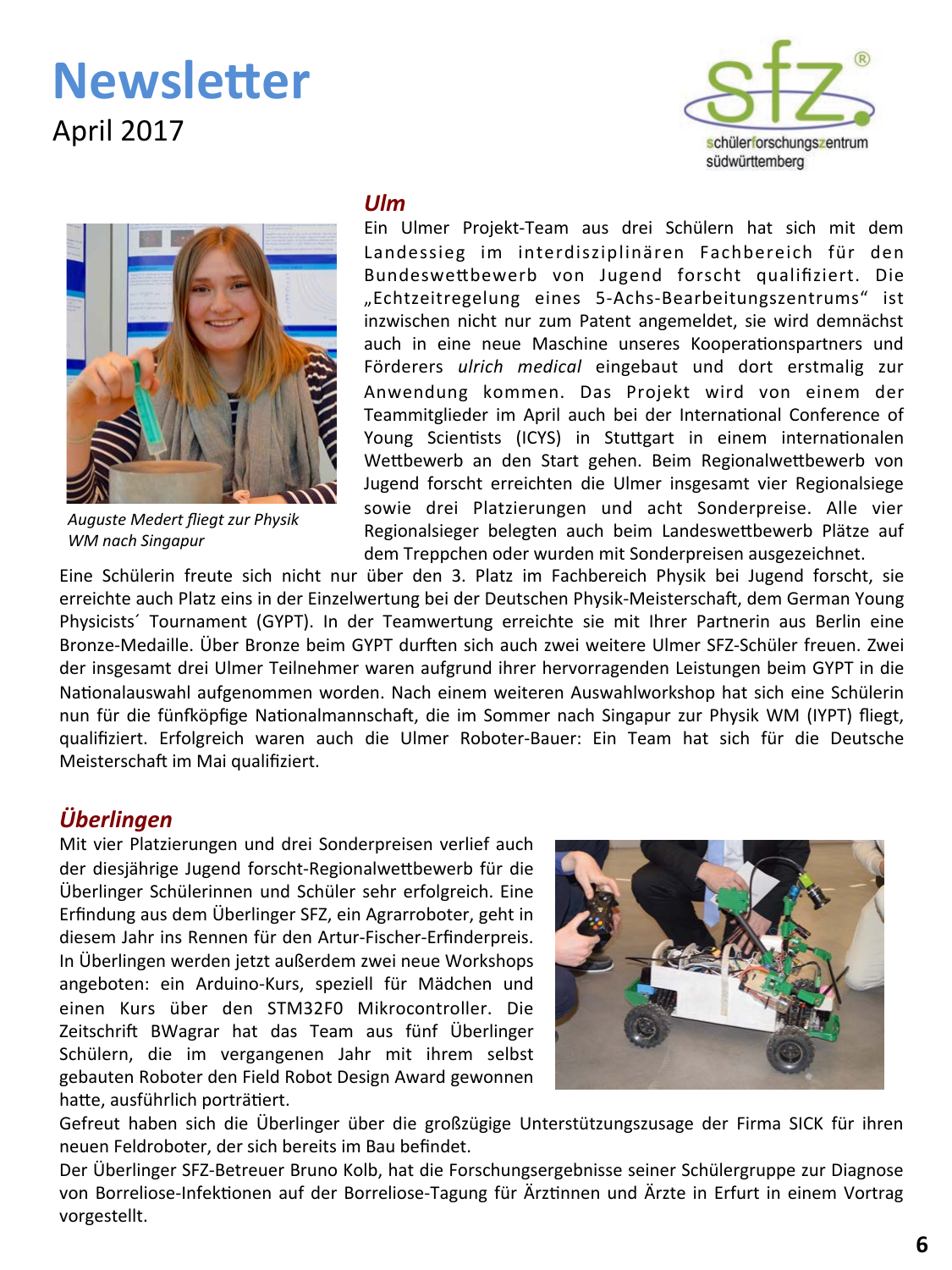# Newsletter

April 2017

schülerforschungszentrum südwürttemberg

## *Ulm*

*Auguste Medert fliegt zur Physik WM nach Singapur*

Ein Ulmer Projekt-Team aus drei Schülern hat sich mit dem Landessieg im interdisziplinären Fachbereich für den Bundeswettbewerb von Jugend forscht qualifiziert. Die „Echtzeitregelung eines 5-Achs-Bearbeitungszentrums“ ist inzwischen nicht nur zum Patent angemeldet, sie wird demnächst auch in eine neue Maschine unseres Kooperationspartners und Förderers *ulrich medical* eingebaut und dort erstmalig zur Anwendung kommen. Das Projekt wird von einem der Teammitglieder im April auch bei der International Conference of Young Scientists (ICYS) in Stuttgart in einem internationalen Wettbewerb an den Start gehen. Beim Regionalwettbewerb von Jugend forscht erreichten die Ulmer insgesamt vier Regionalsiege sowie drei Platzierungen und acht Sonderpreise. Alle vier Regionalsieger belegten auch beim Landeswettbewerb Plätze auf dem Treppchen oder wurden mit Sonderpreisen ausgezeichnet.

Eine Schülerin freute sich nicht nur über den 3. Platz im Fachbereich Physik bei Jugend forscht, sie erreichte auch Platz eins in der Einzelwertung bei der Deutschen Physik-Meisterschaft, dem German Young Physicists´ Tournament (GYPT). In der Teamwertung erreichte sie mit Ihrer Partnerin aus Berlin eine Bronze-Medaille. Über Bronze beim GYPT durften sich auch zwei weitere Ulmer SFZ-Schüler freuen. Zwei der insgesamt drei Ulmer Teilnehmer waren aufgrund ihrer hervorragenden Leistungen beim GYPT in die Nationalauswahl aufgenommen worden. Nach einem weiteren Auswahlworkshop hat sich eine Schülerin nun für die fünfköpfige Nationalmannschaft, die im Sommer nach Singapur zur Physik WM (IYPT) fliegt, qualifiziert. Erfolgreich waren auch die Ulmer Roboter-Bauer: Ein Team hat sich für die Deutsche Meisterschaft im Mai qualifiziert.

## *Überlingen*

Mit vier Platzierungen und drei Sonderpreisen verlief auch der diesjährige Jugend forscht-Regionalwettbewerb für die Überlinger Schülerinnen und Schüler sehr erfolgreich. Eine Erfindung aus dem Überlinger SFZ, ein Agrarroboter, geht in diesem Jahr ins Rennen für den Artur-Fischer-Erfinderpreis. In Überlingen werden jetzt außerdem zwei neue Workshops angeboten: ein Arduino-Kurs, speziell für Mädchen und einen Kurs über den STM32F0 Mikrocontroller. Die Zeitschrift BWagrar hat das Team aus fünf Überlinger Schülern, die im vergangenen Jahr mit ihrem selbst gebauten Roboter den Field Robot Design Award gewonnen hatte, ausführlich porträtiert.

Gefreut haben sich die Überlinger über die großzügige Unterstützungszusage der Firma SICK für ihren neuen Feldroboter, der sich bereits im Bau befindet.

Der Überlinger SFZ-Betreuer Bruno Kolb, hat die Forschungsergebnisse seiner Schülergruppe zur Diagnose von Borreliose-Infektionen auf der Borreliose-Tagung für Ärztinnen und Ärzte in Erfurt in einem Vortrag vorgestellt.